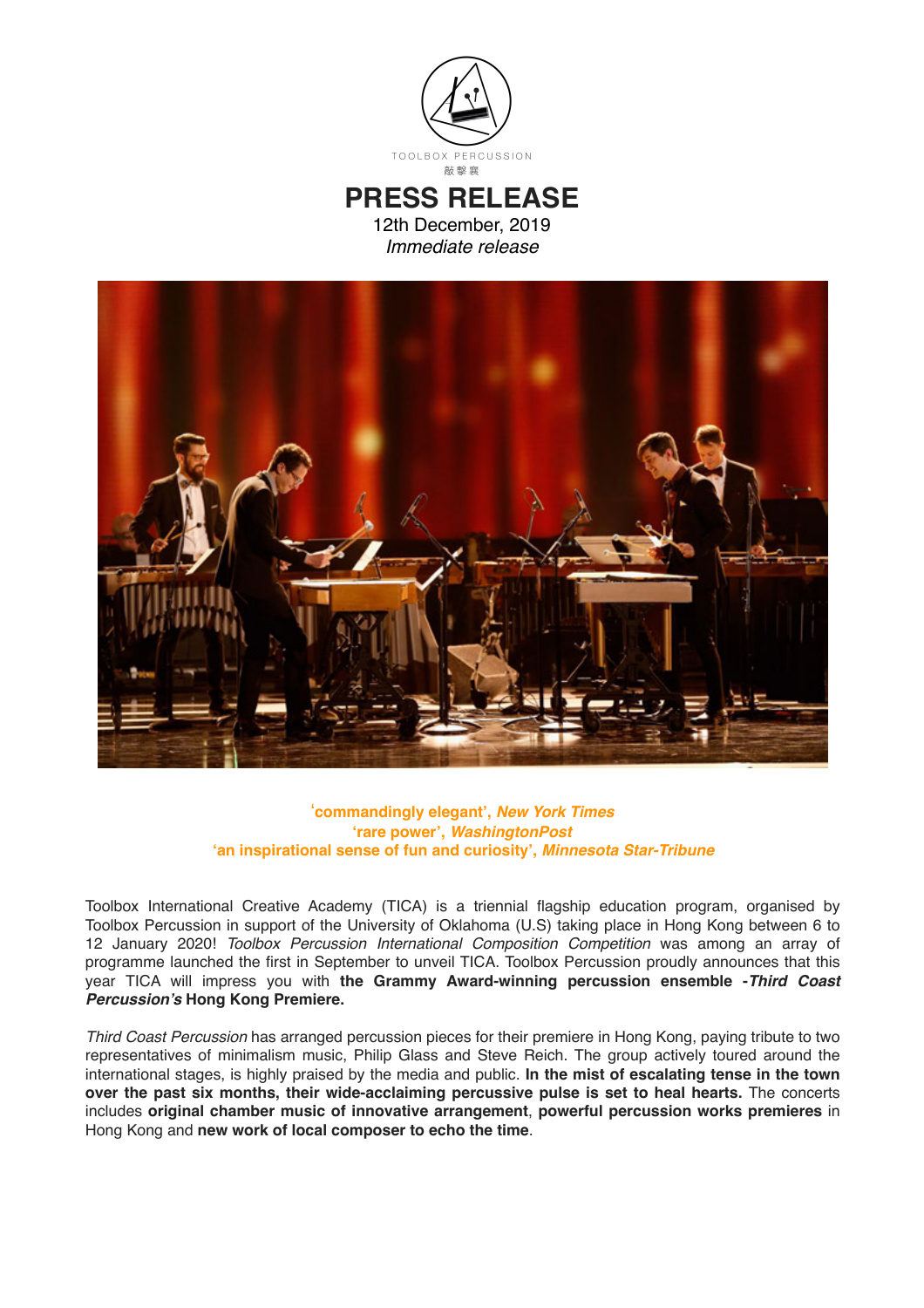TOOLBOX PERCUSSION
敲擊襄

# PRESS RELEASE

12th December, 2019

*Immediate release*

**'commandingly elegant', *New York Times***
**'rare power', *WashingtonPost***
**'an inspirational sense of fun and curiosity', *Minnesota Star-Tribune***

Toolbox International Creative Academy (TICA) is a triennial flagship education program, organised by Toolbox Percussion in support of the University of Oklahoma (U.S) taking place in Hong Kong between 6 to 12 January 2020! *Toolbox Percussion International Composition Competition* was among an array of programme launched the first in September to unveil TICA. Toolbox Percussion proudly announces that this year TICA will impress you with **the Grammy Award-winning percussion ensemble -*Third Coast Percussion's* Hong Kong Premiere.**

*Third Coast Percussion* has arranged percussion pieces for their premiere in Hong Kong, paying tribute to two representatives of minimalism music, Philip Glass and Steve Reich. The group actively toured around the international stages, is highly praised by the media and public. **In the mist of escalating tense in the town over the past six months, their wide-acclaiming percussive pulse is set to heal hearts.** The concerts includes **original chamber music of innovative arrangement**, **powerful percussion works premieres** in Hong Kong and **new work of local composer to echo the time**.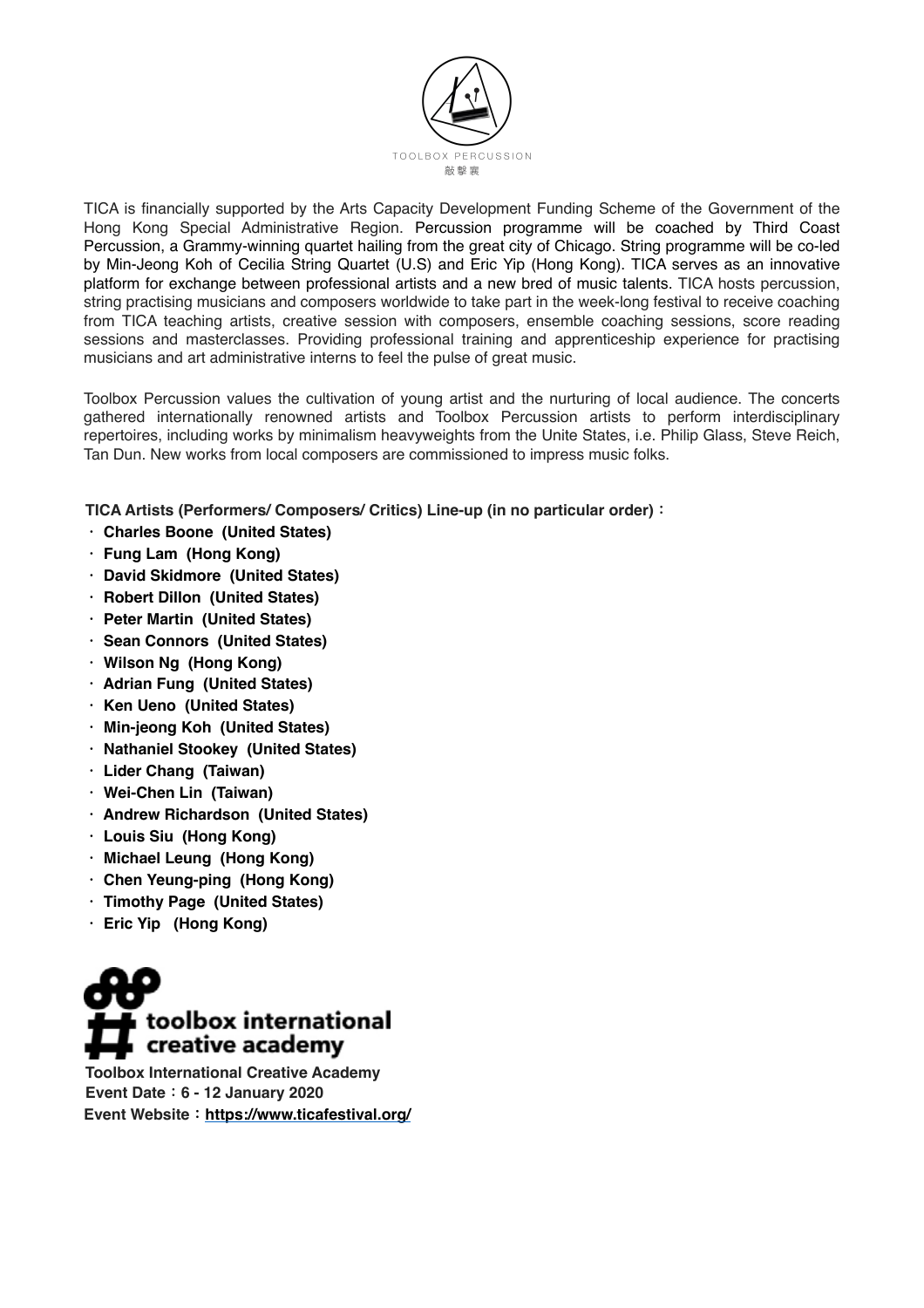TOOLBOX PERCUSSION
敲擊襄

TICA is financially supported by the Arts Capacity Development Funding Scheme of the Government of the Hong Kong Special Administrative Region. Percussion programme will be coached by Third Coast Percussion, a Grammy-winning quartet hailing from the great city of Chicago. String programme will be co-led by Min-Jeong Koh of Cecilia String Quartet (U.S) and Eric Yip (Hong Kong). TICA serves as an innovative platform for exchange between professional artists and a new bred of music talents. TICA hosts percussion, string practising musicians and composers worldwide to take part in the week-long festival to receive coaching from TICA teaching artists, creative session with composers, ensemble coaching sessions, score reading sessions and masterclasses. Providing professional training and apprenticeship experience for practising musicians and art administrative interns to feel the pulse of great music.

Toolbox Percussion values the cultivation of young artist and the nurturing of local audience. The concerts gathered internationally renowned artists and Toolbox Percussion artists to perform interdisciplinary repertoires, including works by minimalism heavyweights from the Unite States, i.e. Philip Glass, Steve Reich, Tan Dun. New works from local composers are commissioned to impress music folks.

**TICA Artists (Performers/ Composers/ Critics) Line-up (in no particular order)：**

- **Charles Boone (United States)**
- **Fung Lam (Hong Kong)**
- **David Skidmore (United States)**
- **Robert Dillon (United States)**
- **Peter Martin (United States)**
- **Sean Connors (United States)**
- **Wilson Ng (Hong Kong)**
- **Adrian Fung (United States)**
- **Ken Ueno (United States)**
- **Min-jeong Koh (United States)**
- **Nathaniel Stookey (United States)**
- **Lider Chang (Taiwan)**
- **Wei-Chen Lin (Taiwan)**
- **Andrew Richardson (United States)**
- **Louis Siu (Hong Kong)**
- **Michael Leung (Hong Kong)**
- **Chen Yeung-ping (Hong Kong)**
- **Timothy Page (United States)**
- **Eric Yip (Hong Kong)**

toolbox international creative academy

**Toolbox International Creative Academy**
**Event Date：6 - 12 January 2020**
**Event Website：https://www.ticafestival.org/**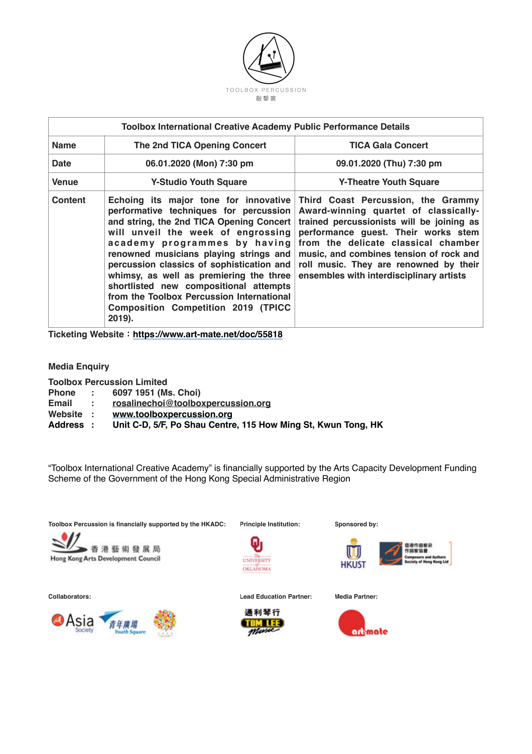TOOLBOX PERCUSSION
敲擊襄

| Toolbox International Creative Academy Public Performance Details | | |
|---|---|---|
| **Name** | **The 2nd TICA Opening Concert** | **TICA Gala Concert** |
| **Date** | **06.01.2020 (Mon) 7:30 pm** | **09.01.2020 (Thu) 7:30 pm** |
| **Venue** | **Y-Studio Youth Square** | **Y-Theatre Youth Square** |
| **Content** | **Echoing its major tone for innovative performative techniques for percussion and string, the 2nd TICA Opening Concert will unveil the week of engrossing academy programmes by having renowned musicians playing strings and percussion classics of sophistication and whimsy, as well as premiering the three shortlisted new compositional attempts from the Toolbox Percussion International Composition Competition 2019 (TPICC 2019).** | **Third Coast Percussion, the Grammy Award-winning quartet of classically-trained percussionists will be joining as performance guest. Their works stem from the delicate classical chamber music, and combines tension of rock and roll music. They are renowned by their ensembles with interdisciplinary artists** |

**Ticketing Website：https://www.art-mate.net/doc/55818**

**Media Enquiry**

**Toolbox Percussion Limited**
**Phone : 6097 1951 (Ms. Choi)**
**Email : rosalinechoi@toolboxpercussion.org**
**Website : www.toolboxpercussion.org**
**Address : Unit C-D, 5/F, Po Shau Centre, 115 How Ming St, Kwun Tong, HK**

"Toolbox International Creative Academy" is financially supported by the Arts Capacity Development Funding Scheme of the Government of the Hong Kong Special Administrative Region

**Toolbox Percussion is financially supported by the HKADC:**
香港藝術發展局 Hong Kong Arts Development Council

**Principle Institution:**
The University of Oklahoma

**Sponsored by:**
HKUST
香港作曲家及作詞家協會 Composers and Authors Society of Hong Kong Ltd

**Collaborators:**
Asia Society
青年廣場 Youth Square

**Lead Education Partner:**
通利琴行 TOM LEE Music

**Media Partner:**
art-mate